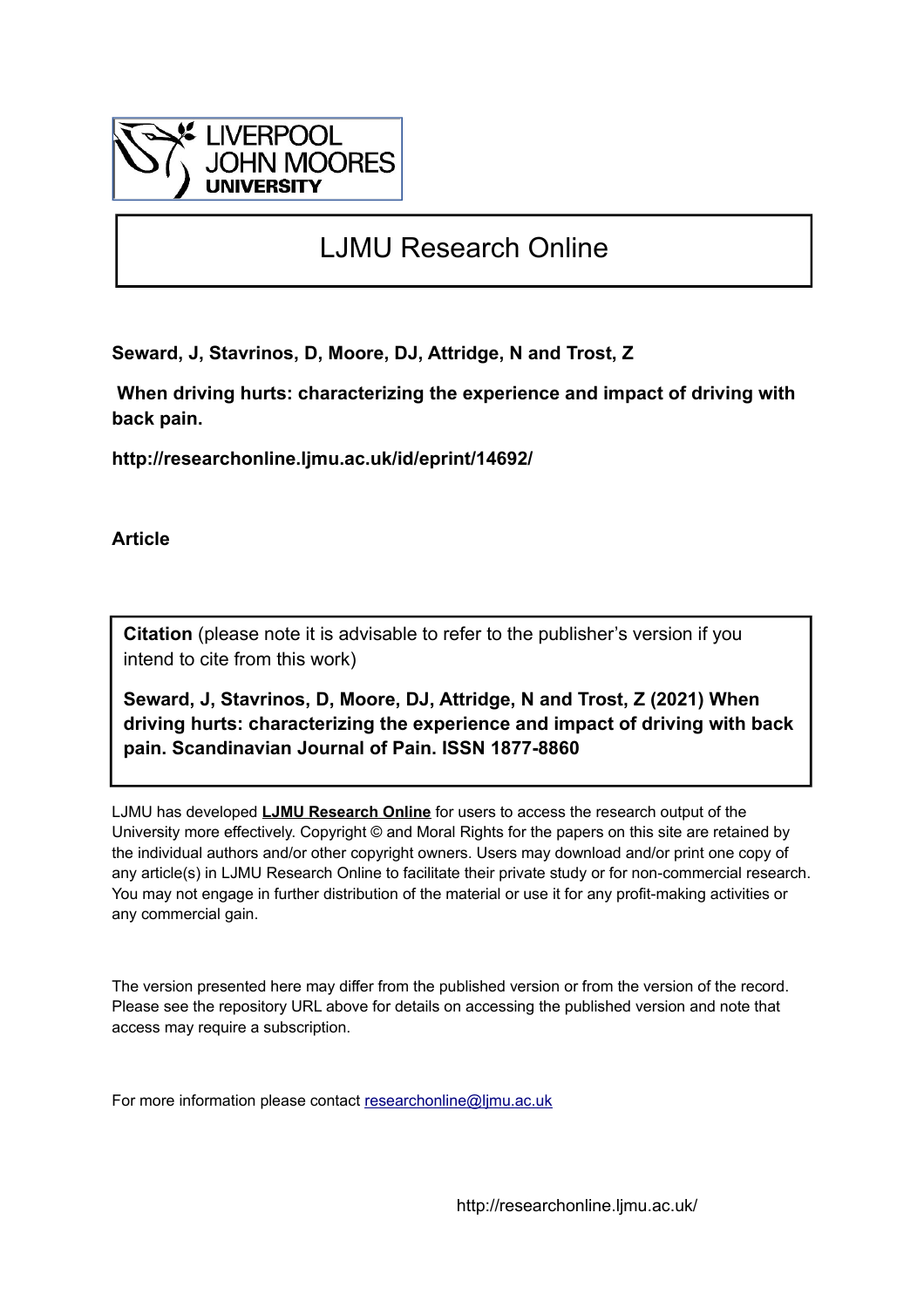LIVERPOOL JOHN MOORES UNIVERSITY

# LJMU Research Online

**Seward, J, Stavrinos, D, Moore, DJ, Attridge, N and Trost, Z**

**When driving hurts: characterizing the experience and impact of driving with back pain.**

**http://researchonline.ljmu.ac.uk/id/eprint/14692/**

**Article**

**Citation** (please note it is advisable to refer to the publisher's version if you intend to cite from this work)

**Seward, J, Stavrinos, D, Moore, DJ, Attridge, N and Trost, Z (2021) When driving hurts: characterizing the experience and impact of driving with back pain. Scandinavian Journal of Pain. ISSN 1877-8860**

LJMU has developed **LJMU Research Online** for users to access the research output of the University more effectively. Copyright © and Moral Rights for the papers on this site are retained by the individual authors and/or other copyright owners. Users may download and/or print one copy of any article(s) in LJMU Research Online to facilitate their private study or for non-commercial research. You may not engage in further distribution of the material or use it for any profit-making activities or any commercial gain.

The version presented here may differ from the published version or from the version of the record. Please see the repository URL above for details on accessing the published version and note that access may require a subscription.

For more information please contact researchonline@ljmu.ac.uk

http://researchonline.ljmu.ac.uk/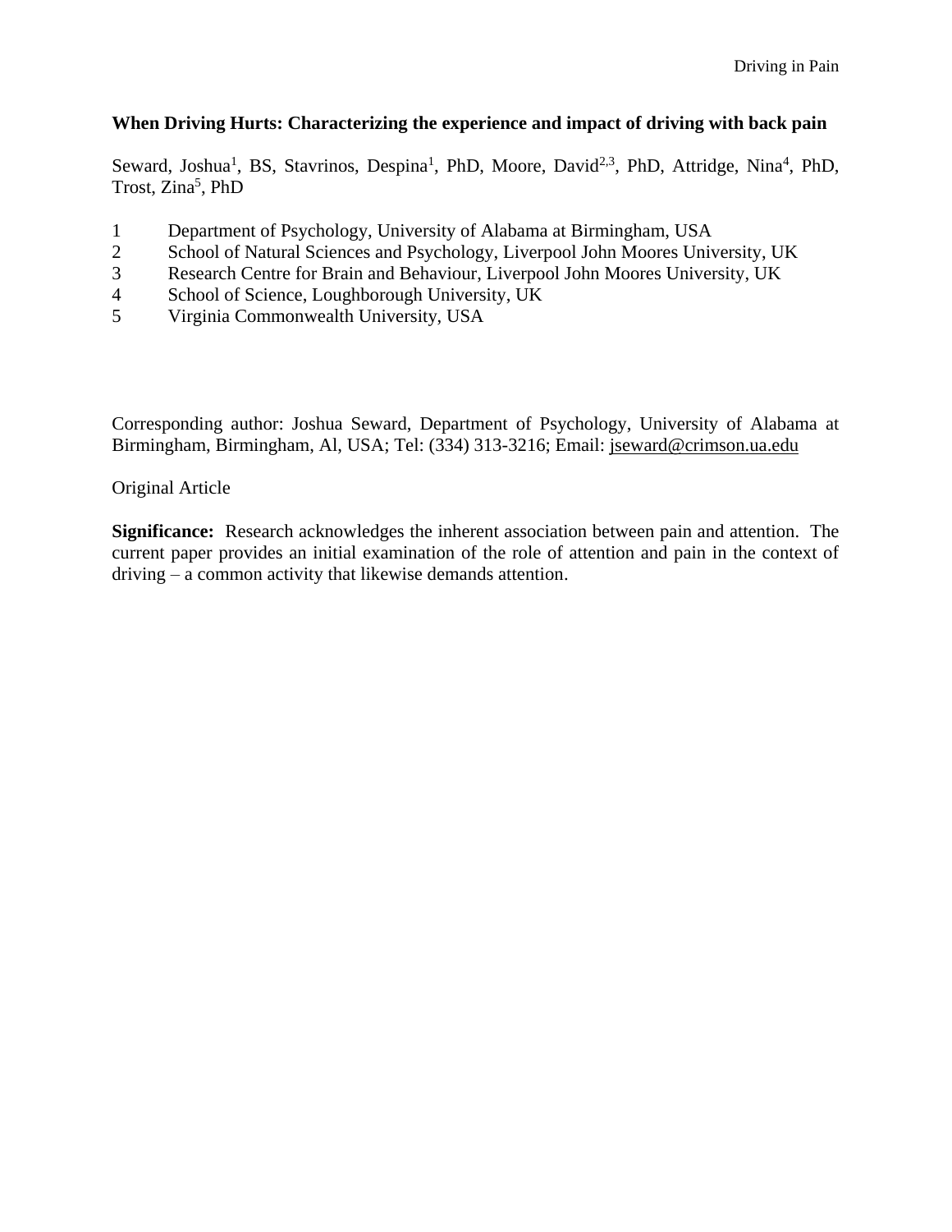**When Driving Hurts: Characterizing the experience and impact of driving with back pain**

Seward, Joshua[1], BS, Stavrinos, Despina[1], PhD, Moore, David[2,3], PhD, Attridge, Nina[4], PhD, Trost, Zina[5], PhD

1 Department of Psychology, University of Alabama at Birmingham, USA
2 School of Natural Sciences and Psychology, Liverpool John Moores University, UK
3 Research Centre for Brain and Behaviour, Liverpool John Moores University, UK
4 School of Science, Loughborough University, UK
5 Virginia Commonwealth University, USA

Corresponding author: Joshua Seward, Department of Psychology, University of Alabama at Birmingham, Birmingham, Al, USA; Tel: (334) 313-3216; Email: jseward@crimson.ua.edu

Original Article

**Significance:** Research acknowledges the inherent association between pain and attention. The current paper provides an initial examination of the role of attention and pain in the context of driving – a common activity that likewise demands attention.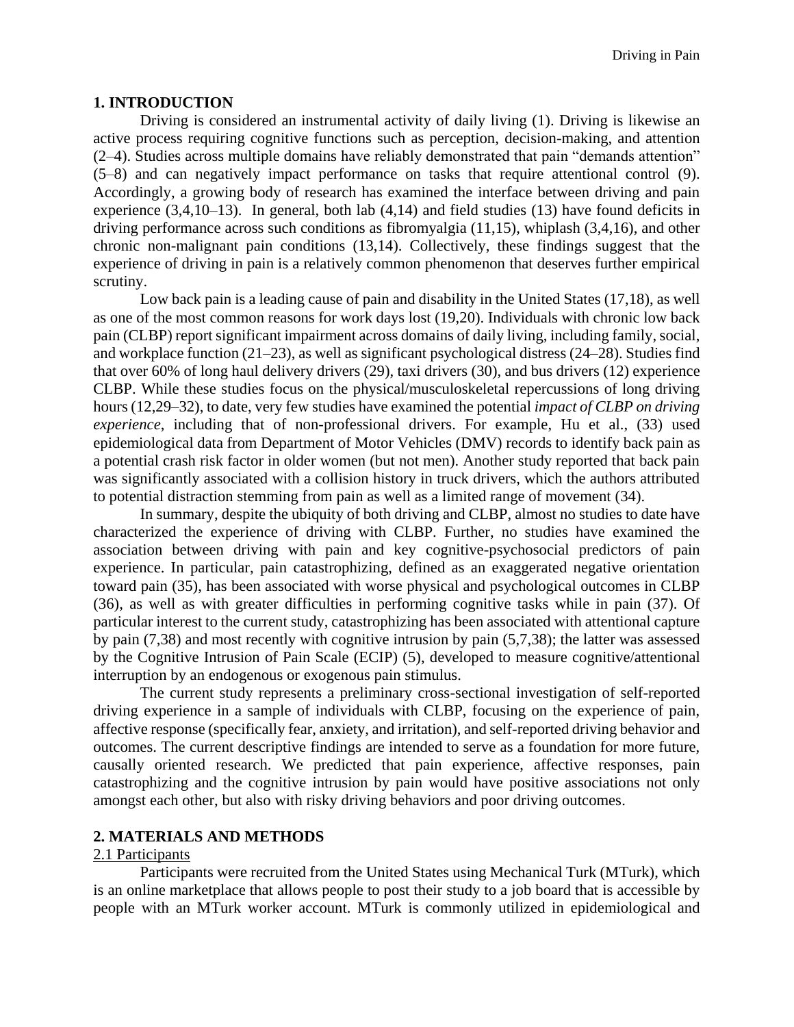## 1. INTRODUCTION

Driving is considered an instrumental activity of daily living (1). Driving is likewise an active process requiring cognitive functions such as perception, decision-making, and attention (2–4). Studies across multiple domains have reliably demonstrated that pain "demands attention" (5–8) and can negatively impact performance on tasks that require attentional control (9). Accordingly, a growing body of research has examined the interface between driving and pain experience (3,4,10–13). In general, both lab (4,14) and field studies (13) have found deficits in driving performance across such conditions as fibromyalgia (11,15), whiplash (3,4,16), and other chronic non-malignant pain conditions (13,14). Collectively, these findings suggest that the experience of driving in pain is a relatively common phenomenon that deserves further empirical scrutiny.

Low back pain is a leading cause of pain and disability in the United States (17,18), as well as one of the most common reasons for work days lost (19,20). Individuals with chronic low back pain (CLBP) report significant impairment across domains of daily living, including family, social, and workplace function (21–23), as well as significant psychological distress (24–28). Studies find that over 60% of long haul delivery drivers (29), taxi drivers (30), and bus drivers (12) experience CLBP. While these studies focus on the physical/musculoskeletal repercussions of long driving hours (12,29–32), to date, very few studies have examined the potential *impact of CLBP on driving experience*, including that of non-professional drivers. For example, Hu et al., (33) used epidemiological data from Department of Motor Vehicles (DMV) records to identify back pain as a potential crash risk factor in older women (but not men). Another study reported that back pain was significantly associated with a collision history in truck drivers, which the authors attributed to potential distraction stemming from pain as well as a limited range of movement (34).

In summary, despite the ubiquity of both driving and CLBP, almost no studies to date have characterized the experience of driving with CLBP. Further, no studies have examined the association between driving with pain and key cognitive-psychosocial predictors of pain experience. In particular, pain catastrophizing, defined as an exaggerated negative orientation toward pain (35), has been associated with worse physical and psychological outcomes in CLBP (36), as well as with greater difficulties in performing cognitive tasks while in pain (37). Of particular interest to the current study, catastrophizing has been associated with attentional capture by pain (7,38) and most recently with cognitive intrusion by pain (5,7,38); the latter was assessed by the Cognitive Intrusion of Pain Scale (ECIP) (5), developed to measure cognitive/attentional interruption by an endogenous or exogenous pain stimulus.

The current study represents a preliminary cross-sectional investigation of self-reported driving experience in a sample of individuals with CLBP, focusing on the experience of pain, affective response (specifically fear, anxiety, and irritation), and self-reported driving behavior and outcomes. The current descriptive findings are intended to serve as a foundation for more future, causally oriented research. We predicted that pain experience, affective responses, pain catastrophizing and the cognitive intrusion by pain would have positive associations not only amongst each other, but also with risky driving behaviors and poor driving outcomes.

## 2. MATERIALS AND METHODS

### 2.1 Participants

Participants were recruited from the United States using Mechanical Turk (MTurk), which is an online marketplace that allows people to post their study to a job board that is accessible by people with an MTurk worker account. MTurk is commonly utilized in epidemiological and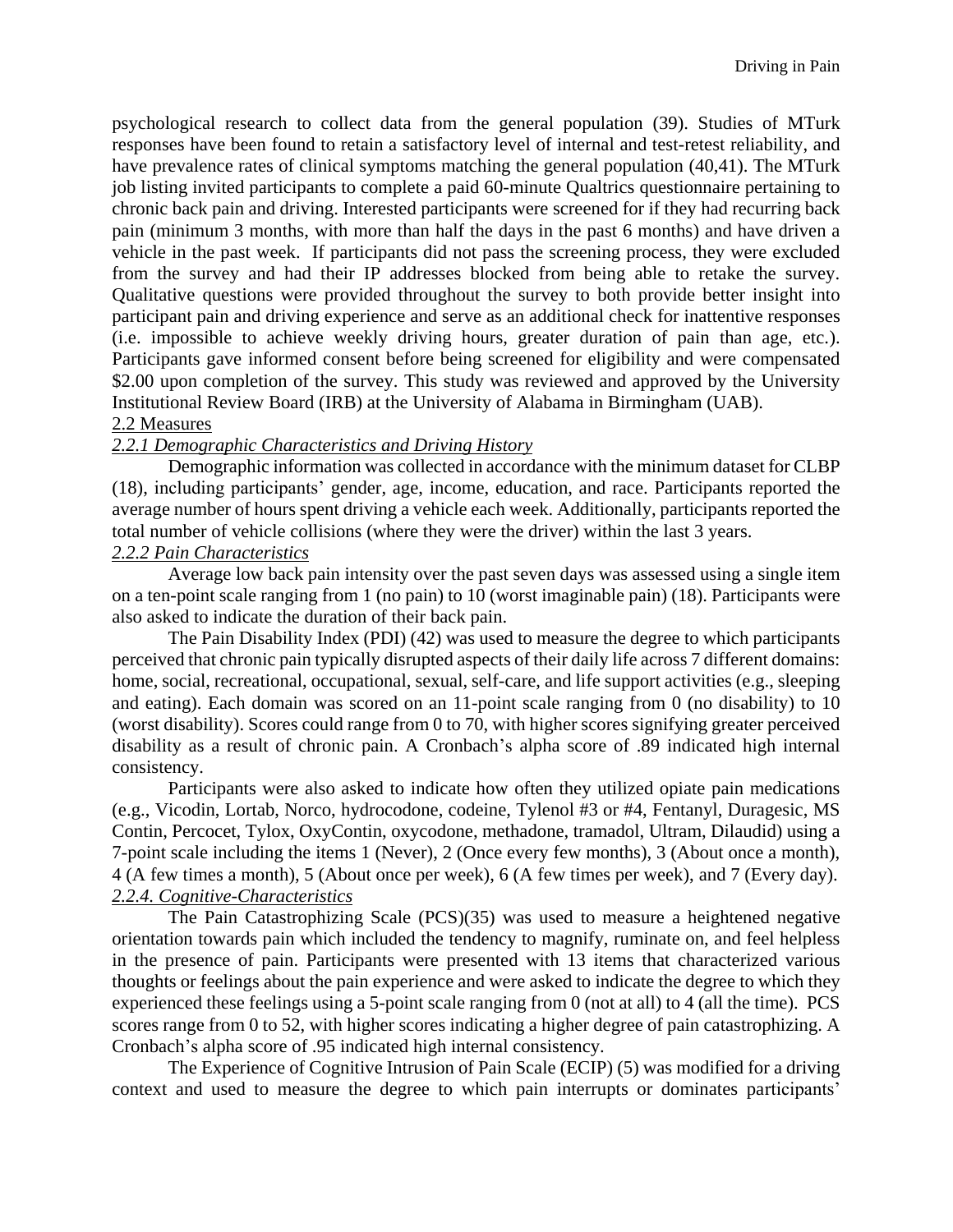psychological research to collect data from the general population (39). Studies of MTurk responses have been found to retain a satisfactory level of internal and test-retest reliability, and have prevalence rates of clinical symptoms matching the general population (40,41). The MTurk job listing invited participants to complete a paid 60-minute Qualtrics questionnaire pertaining to chronic back pain and driving. Interested participants were screened for if they had recurring back pain (minimum 3 months, with more than half the days in the past 6 months) and have driven a vehicle in the past week. If participants did not pass the screening process, they were excluded from the survey and had their IP addresses blocked from being able to retake the survey. Qualitative questions were provided throughout the survey to both provide better insight into participant pain and driving experience and serve as an additional check for inattentive responses (i.e. impossible to achieve weekly driving hours, greater duration of pain than age, etc.). Participants gave informed consent before being screened for eligibility and were compensated $2.00 upon completion of the survey. This study was reviewed and approved by the University Institutional Review Board (IRB) at the University of Alabama in Birmingham (UAB).

## 2.2 Measures

### *2.2.1 Demographic Characteristics and Driving History*

Demographic information was collected in accordance with the minimum dataset for CLBP (18), including participants' gender, age, income, education, and race. Participants reported the average number of hours spent driving a vehicle each week. Additionally, participants reported the total number of vehicle collisions (where they were the driver) within the last 3 years.

### *2.2.2 Pain Characteristics*

Average low back pain intensity over the past seven days was assessed using a single item on a ten-point scale ranging from 1 (no pain) to 10 (worst imaginable pain) (18). Participants were also asked to indicate the duration of their back pain.

The Pain Disability Index (PDI) (42) was used to measure the degree to which participants perceived that chronic pain typically disrupted aspects of their daily life across 7 different domains: home, social, recreational, occupational, sexual, self-care, and life support activities (e.g., sleeping and eating). Each domain was scored on an 11-point scale ranging from 0 (no disability) to 10 (worst disability). Scores could range from 0 to 70, with higher scores signifying greater perceived disability as a result of chronic pain. A Cronbach's alpha score of .89 indicated high internal consistency.

Participants were also asked to indicate how often they utilized opiate pain medications (e.g., Vicodin, Lortab, Norco, hydrocodone, codeine, Tylenol #3 or #4, Fentanyl, Duragesic, MS Contin, Percocet, Tylox, OxyContin, oxycodone, methadone, tramadol, Ultram, Dilaudid) using a 7-point scale including the items 1 (Never), 2 (Once every few months), 3 (About once a month), 4 (A few times a month), 5 (About once per week), 6 (A few times per week), and 7 (Every day).

### *2.2.4. Cognitive-Characteristics*

The Pain Catastrophizing Scale (PCS)(35) was used to measure a heightened negative orientation towards pain which included the tendency to magnify, ruminate on, and feel helpless in the presence of pain. Participants were presented with 13 items that characterized various thoughts or feelings about the pain experience and were asked to indicate the degree to which they experienced these feelings using a 5-point scale ranging from 0 (not at all) to 4 (all the time). PCS scores range from 0 to 52, with higher scores indicating a higher degree of pain catastrophizing. A Cronbach's alpha score of .95 indicated high internal consistency.

The Experience of Cognitive Intrusion of Pain Scale (ECIP) (5) was modified for a driving context and used to measure the degree to which pain interrupts or dominates participants'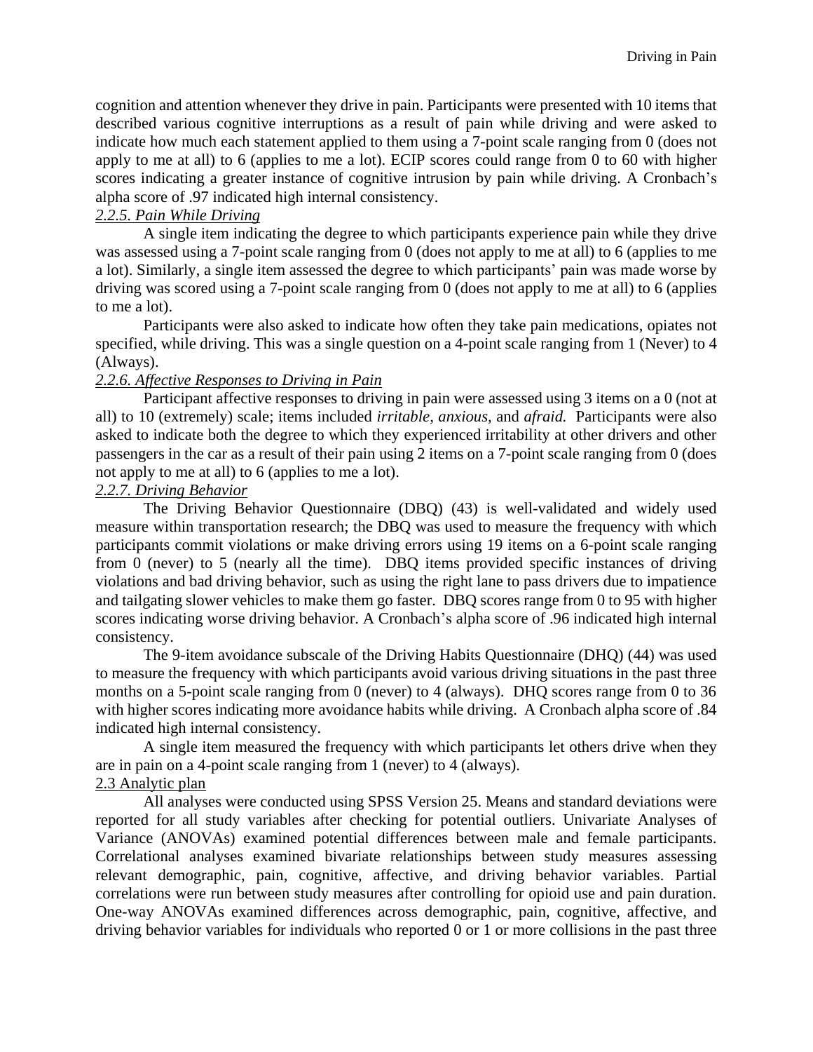cognition and attention whenever they drive in pain. Participants were presented with 10 items that described various cognitive interruptions as a result of pain while driving and were asked to indicate how much each statement applied to them using a 7-point scale ranging from 0 (does not apply to me at all) to 6 (applies to me a lot). ECIP scores could range from 0 to 60 with higher scores indicating a greater instance of cognitive intrusion by pain while driving. A Cronbach's alpha score of .97 indicated high internal consistency.

### *2.2.5. Pain While Driving*

A single item indicating the degree to which participants experience pain while they drive was assessed using a 7-point scale ranging from 0 (does not apply to me at all) to 6 (applies to me a lot). Similarly, a single item assessed the degree to which participants' pain was made worse by driving was scored using a 7-point scale ranging from 0 (does not apply to me at all) to 6 (applies to me a lot).

Participants were also asked to indicate how often they take pain medications, opiates not specified, while driving. This was a single question on a 4-point scale ranging from 1 (Never) to 4 (Always).

### *2.2.6. Affective Responses to Driving in Pain*

Participant affective responses to driving in pain were assessed using 3 items on a 0 (not at all) to 10 (extremely) scale; items included *irritable, anxious,* and *afraid.* Participants were also asked to indicate both the degree to which they experienced irritability at other drivers and other passengers in the car as a result of their pain using 2 items on a 7-point scale ranging from 0 (does not apply to me at all) to 6 (applies to me a lot).

### *2.2.7. Driving Behavior*

The Driving Behavior Questionnaire (DBQ) (43) is well-validated and widely used measure within transportation research; the DBQ was used to measure the frequency with which participants commit violations or make driving errors using 19 items on a 6-point scale ranging from 0 (never) to 5 (nearly all the time). DBQ items provided specific instances of driving violations and bad driving behavior, such as using the right lane to pass drivers due to impatience and tailgating slower vehicles to make them go faster. DBQ scores range from 0 to 95 with higher scores indicating worse driving behavior. A Cronbach's alpha score of .96 indicated high internal consistency.

The 9-item avoidance subscale of the Driving Habits Questionnaire (DHQ) (44) was used to measure the frequency with which participants avoid various driving situations in the past three months on a 5-point scale ranging from 0 (never) to 4 (always). DHQ scores range from 0 to 36 with higher scores indicating more avoidance habits while driving. A Cronbach alpha score of .84 indicated high internal consistency.

A single item measured the frequency with which participants let others drive when they are in pain on a 4-point scale ranging from 1 (never) to 4 (always).

## 2.3 Analytic plan

All analyses were conducted using SPSS Version 25. Means and standard deviations were reported for all study variables after checking for potential outliers. Univariate Analyses of Variance (ANOVAs) examined potential differences between male and female participants. Correlational analyses examined bivariate relationships between study measures assessing relevant demographic, pain, cognitive, affective, and driving behavior variables. Partial correlations were run between study measures after controlling for opioid use and pain duration. One-way ANOVAs examined differences across demographic, pain, cognitive, affective, and driving behavior variables for individuals who reported 0 or 1 or more collisions in the past three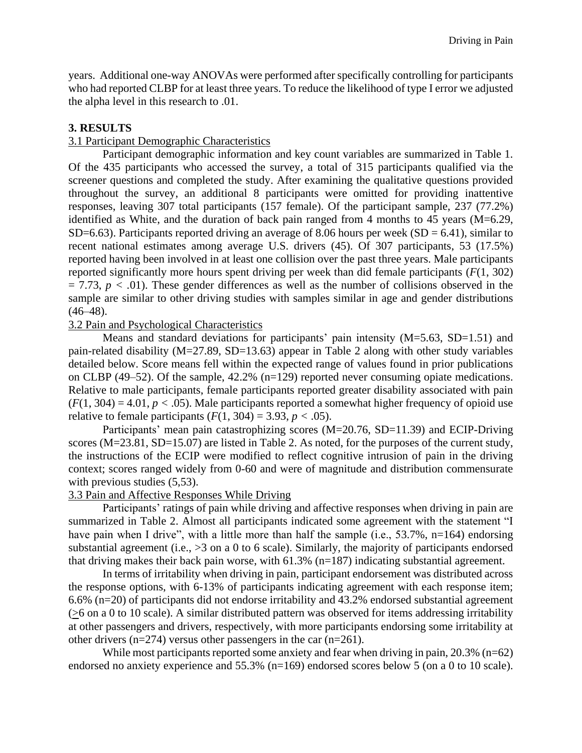years. Additional one-way ANOVAs were performed after specifically controlling for participants who had reported CLBP for at least three years. To reduce the likelihood of type I error we adjusted the alpha level in this research to .01.

## 3. RESULTS

### 3.1 Participant Demographic Characteristics

Participant demographic information and key count variables are summarized in Table 1. Of the 435 participants who accessed the survey, a total of 315 participants qualified via the screener questions and completed the study. After examining the qualitative questions provided throughout the survey, an additional 8 participants were omitted for providing inattentive responses, leaving 307 total participants (157 female). Of the participant sample, 237 (77.2%) identified as White, and the duration of back pain ranged from 4 months to 45 years (M=6.29, SD=6.63). Participants reported driving an average of 8.06 hours per week (SD = 6.41), similar to recent national estimates among average U.S. drivers (45). Of 307 participants, 53 (17.5%) reported having been involved in at least one collision over the past three years. Male participants reported significantly more hours spent driving per week than did female participants ($F(1, 302) = 7.73$, $p < .01$). These gender differences as well as the number of collisions observed in the sample are similar to other driving studies with samples similar in age and gender distributions (46–48).

### 3.2 Pain and Psychological Characteristics

Means and standard deviations for participants' pain intensity (M=5.63, SD=1.51) and pain-related disability (M=27.89, SD=13.63) appear in Table 2 along with other study variables detailed below. Score means fell within the expected range of values found in prior publications on CLBP (49–52). Of the sample, 42.2% (n=129) reported never consuming opiate medications. Relative to male participants, female participants reported greater disability associated with pain ($F(1, 304) = 4.01$, $p < .05$). Male participants reported a somewhat higher frequency of opioid use relative to female participants ($F(1, 304) = 3.93$, $p < .05$).

Participants' mean pain catastrophizing scores (M=20.76, SD=11.39) and ECIP-Driving scores (M=23.81, SD=15.07) are listed in Table 2. As noted, for the purposes of the current study, the instructions of the ECIP were modified to reflect cognitive intrusion of pain in the driving context; scores ranged widely from 0-60 and were of magnitude and distribution commensurate with previous studies (5,53).

### 3.3 Pain and Affective Responses While Driving

Participants' ratings of pain while driving and affective responses when driving in pain are summarized in Table 2. Almost all participants indicated some agreement with the statement "I have pain when I drive", with a little more than half the sample (i.e., 53.7%, n=164) endorsing substantial agreement (i.e., >3 on a 0 to 6 scale). Similarly, the majority of participants endorsed that driving makes their back pain worse, with 61.3% (n=187) indicating substantial agreement.

In terms of irritability when driving in pain, participant endorsement was distributed across the response options, with 6-13% of participants indicating agreement with each response item; 6.6% (n=20) of participants did not endorse irritability and 43.2% endorsed substantial agreement ($\geq$6 on a 0 to 10 scale). A similar distributed pattern was observed for items addressing irritability at other passengers and drivers, respectively, with more participants endorsing some irritability at other drivers (n=274) versus other passengers in the car (n=261).

While most participants reported some anxiety and fear when driving in pain, 20.3% (n=62) endorsed no anxiety experience and 55.3% (n=169) endorsed scores below 5 (on a 0 to 10 scale).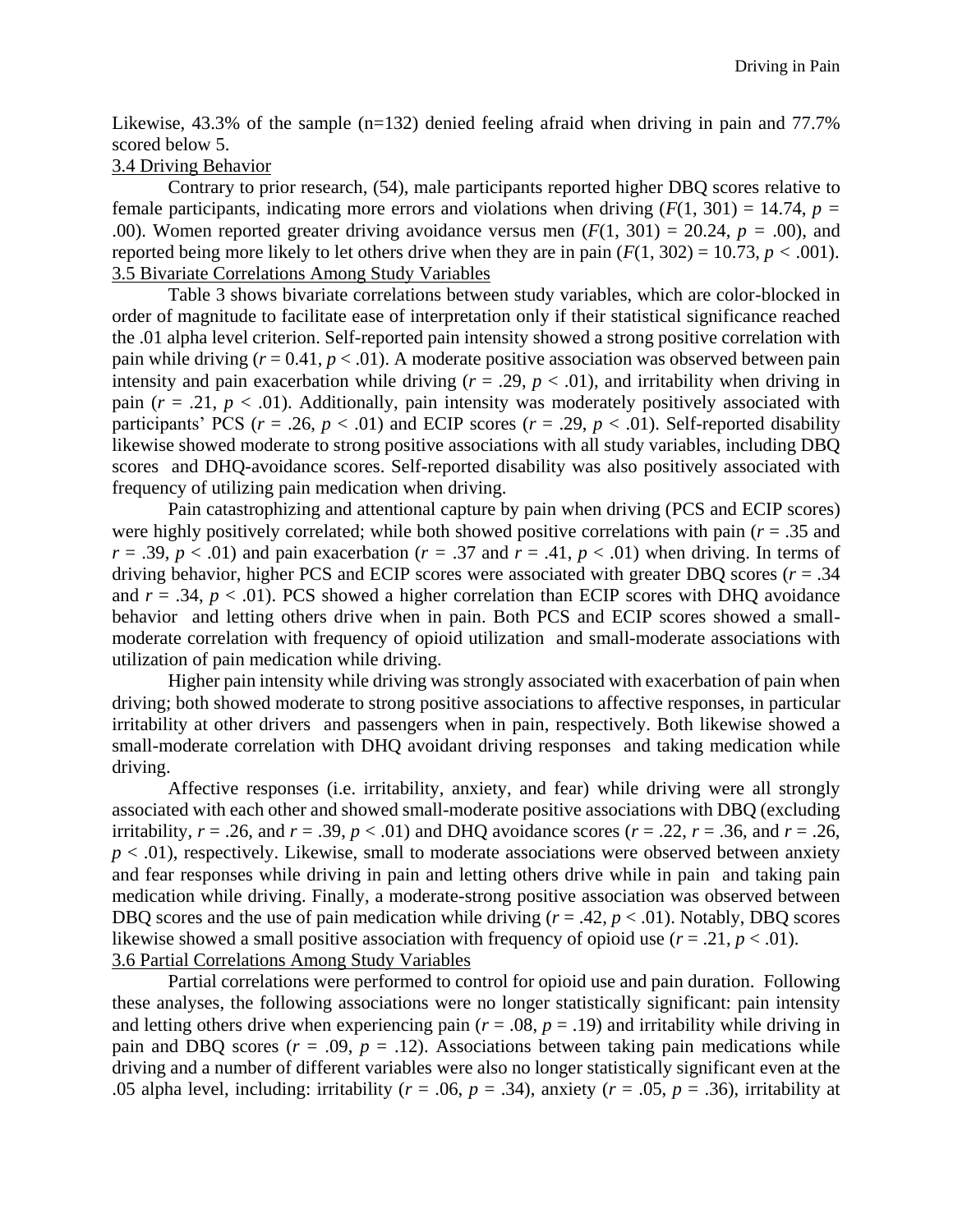Likewise, 43.3% of the sample (n=132) denied feeling afraid when driving in pain and 77.7% scored below 5.

### 3.4 Driving Behavior

Contrary to prior research, (54), male participants reported higher DBQ scores relative to female participants, indicating more errors and violations when driving ($F(1, 301) = 14.74$, $p = .00$). Women reported greater driving avoidance versus men ($F(1, 301) = 20.24$, $p = .00$), and reported being more likely to let others drive when they are in pain ($F(1, 302) = 10.73$, $p < .001$).

### 3.5 Bivariate Correlations Among Study Variables

Table 3 shows bivariate correlations between study variables, which are color-blocked in order of magnitude to facilitate ease of interpretation only if their statistical significance reached the .01 alpha level criterion. Self-reported pain intensity showed a strong positive correlation with pain while driving ($r = 0.41$, $p < .01$). A moderate positive association was observed between pain intensity and pain exacerbation while driving ($r = .29$, $p < .01$), and irritability when driving in pain ($r = .21$, $p < .01$). Additionally, pain intensity was moderately positively associated with participants' PCS ($r = .26$, $p < .01$) and ECIP scores ($r = .29$, $p < .01$). Self-reported disability likewise showed moderate to strong positive associations with all study variables, including DBQ scores and DHQ-avoidance scores. Self-reported disability was also positively associated with frequency of utilizing pain medication when driving.

Pain catastrophizing and attentional capture by pain when driving (PCS and ECIP scores) were highly positively correlated; while both showed positive correlations with pain ($r = .35$ and $r = .39$, $p < .01$) and pain exacerbation ($r = .37$ and $r = .41$, $p < .01$) when driving. In terms of driving behavior, higher PCS and ECIP scores were associated with greater DBQ scores ($r = .34$ and $r = .34$, $p < .01$). PCS showed a higher correlation than ECIP scores with DHQ avoidance behavior and letting others drive when in pain. Both PCS and ECIP scores showed a small-moderate correlation with frequency of opioid utilization and small-moderate associations with utilization of pain medication while driving.

Higher pain intensity while driving was strongly associated with exacerbation of pain when driving; both showed moderate to strong positive associations to affective responses, in particular irritability at other drivers and passengers when in pain, respectively. Both likewise showed a small-moderate correlation with DHQ avoidant driving responses and taking medication while driving.

Affective responses (i.e. irritability, anxiety, and fear) while driving were all strongly associated with each other and showed small-moderate positive associations with DBQ (excluding irritability, $r = .26$, and $r = .39$, $p < .01$) and DHQ avoidance scores ($r = .22$, $r = .36$, and $r = .26$, $p < .01$), respectively. Likewise, small to moderate associations were observed between anxiety and fear responses while driving in pain and letting others drive while in pain and taking pain medication while driving. Finally, a moderate-strong positive association was observed between DBQ scores and the use of pain medication while driving ($r = .42$, $p < .01$). Notably, DBQ scores likewise showed a small positive association with frequency of opioid use ($r = .21$, $p < .01$).

### 3.6 Partial Correlations Among Study Variables

Partial correlations were performed to control for opioid use and pain duration. Following these analyses, the following associations were no longer statistically significant: pain intensity and letting others drive when experiencing pain ($r = .08$, $p = .19$) and irritability while driving in pain and DBQ scores ($r = .09$, $p = .12$). Associations between taking pain medications while driving and a number of different variables were also no longer statistically significant even at the .05 alpha level, including: irritability ($r = .06$, $p = .34$), anxiety ($r = .05$, $p = .36$), irritability at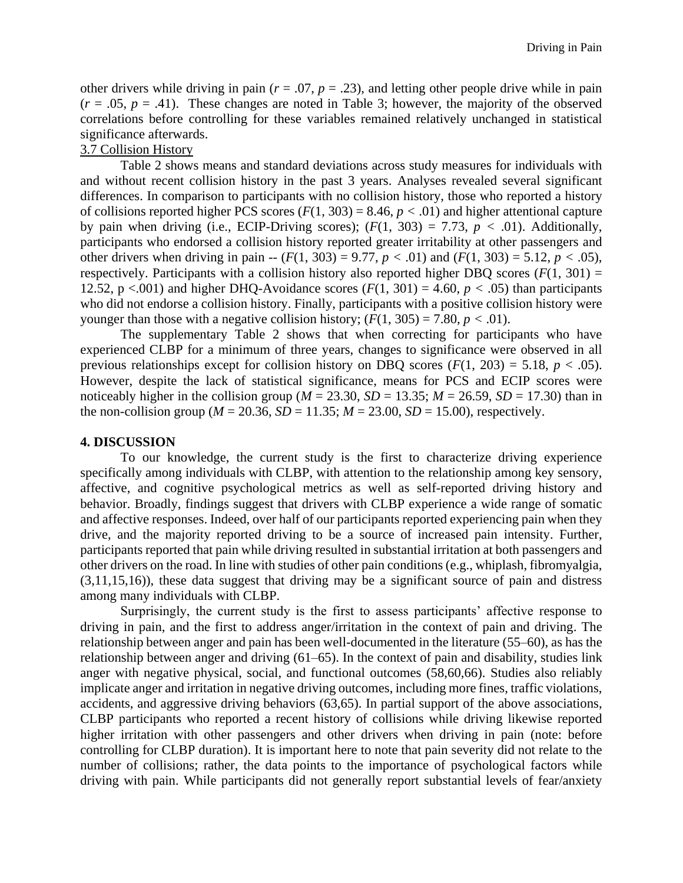other drivers while driving in pain (*r* = .07, *p* = .23), and letting other people drive while in pain (*r* = .05, *p* = .41). These changes are noted in Table 3; however, the majority of the observed correlations before controlling for these variables remained relatively unchanged in statistical significance afterwards.

### 3.7 Collision History

Table 2 shows means and standard deviations across study measures for individuals with and without recent collision history in the past 3 years. Analyses revealed several significant differences. In comparison to participants with no collision history, those who reported a history of collisions reported higher PCS scores ($F(1, 303) = 8.46$, $p < .01$) and higher attentional capture by pain when driving (i.e., ECIP-Driving scores); ($F(1, 303) = 7.73$, $p < .01$). Additionally, participants who endorsed a collision history reported greater irritability at other passengers and other drivers when driving in pain -- ($F(1, 303) = 9.77$, $p < .01$) and ($F(1, 303) = 5.12$, $p < .05$), respectively. Participants with a collision history also reported higher DBQ scores ($F(1, 301) = 12.52$, p <.001) and higher DHQ-Avoidance scores ($F(1, 301) = 4.60$, $p < .05$) than participants who did not endorse a collision history. Finally, participants with a positive collision history were younger than those with a negative collision history; ($F(1, 305) = 7.80$, $p < .01$).

The supplementary Table 2 shows that when correcting for participants who have experienced CLBP for a minimum of three years, changes to significance were observed in all previous relationships except for collision history on DBQ scores ($F(1, 203) = 5.18$, $p < .05$). However, despite the lack of statistical significance, means for PCS and ECIP scores were noticeably higher in the collision group (*M* = 23.30, *SD* = 13.35; *M* = 26.59, *SD* = 17.30) than in the non-collision group (*M* = 20.36, *SD* = 11.35; *M* = 23.00, *SD* = 15.00), respectively.

## 4. DISCUSSION

To our knowledge, the current study is the first to characterize driving experience specifically among individuals with CLBP, with attention to the relationship among key sensory, affective, and cognitive psychological metrics as well as self-reported driving history and behavior. Broadly, findings suggest that drivers with CLBP experience a wide range of somatic and affective responses. Indeed, over half of our participants reported experiencing pain when they drive, and the majority reported driving to be a source of increased pain intensity. Further, participants reported that pain while driving resulted in substantial irritation at both passengers and other drivers on the road. In line with studies of other pain conditions (e.g., whiplash, fibromyalgia, (3,11,15,16)), these data suggest that driving may be a significant source of pain and distress among many individuals with CLBP.

Surprisingly, the current study is the first to assess participants' affective response to driving in pain, and the first to address anger/irritation in the context of pain and driving. The relationship between anger and pain has been well-documented in the literature (55–60), as has the relationship between anger and driving (61–65). In the context of pain and disability, studies link anger with negative physical, social, and functional outcomes (58,60,66). Studies also reliably implicate anger and irritation in negative driving outcomes, including more fines, traffic violations, accidents, and aggressive driving behaviors (63,65). In partial support of the above associations, CLBP participants who reported a recent history of collisions while driving likewise reported higher irritation with other passengers and other drivers when driving in pain (note: before controlling for CLBP duration). It is important here to note that pain severity did not relate to the number of collisions; rather, the data points to the importance of psychological factors while driving with pain. While participants did not generally report substantial levels of fear/anxiety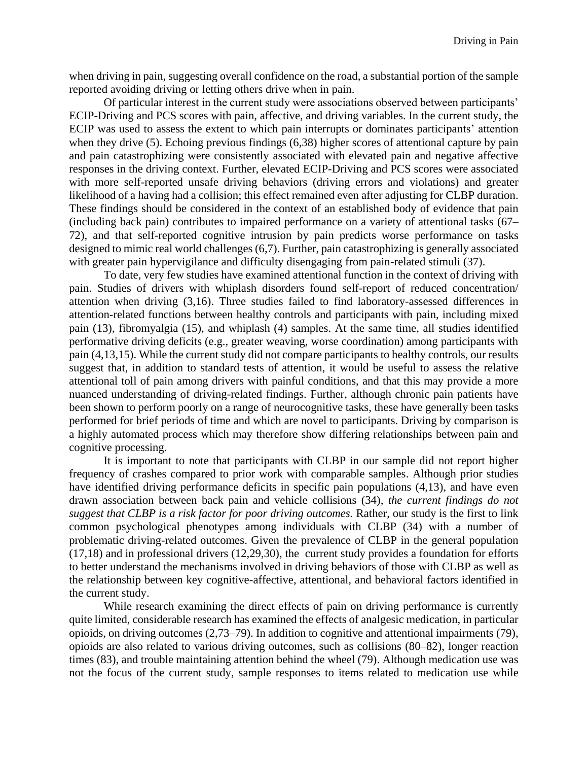when driving in pain, suggesting overall confidence on the road, a substantial portion of the sample reported avoiding driving or letting others drive when in pain.

Of particular interest in the current study were associations observed between participants' ECIP-Driving and PCS scores with pain, affective, and driving variables. In the current study, the ECIP was used to assess the extent to which pain interrupts or dominates participants' attention when they drive (5). Echoing previous findings (6,38) higher scores of attentional capture by pain and pain catastrophizing were consistently associated with elevated pain and negative affective responses in the driving context. Further, elevated ECIP-Driving and PCS scores were associated with more self-reported unsafe driving behaviors (driving errors and violations) and greater likelihood of a having had a collision; this effect remained even after adjusting for CLBP duration. These findings should be considered in the context of an established body of evidence that pain (including back pain) contributes to impaired performance on a variety of attentional tasks (67–72), and that self-reported cognitive intrusion by pain predicts worse performance on tasks designed to mimic real world challenges (6,7). Further, pain catastrophizing is generally associated with greater pain hypervigilance and difficulty disengaging from pain-related stimuli (37).

To date, very few studies have examined attentional function in the context of driving with pain. Studies of drivers with whiplash disorders found self-report of reduced concentration/ attention when driving (3,16). Three studies failed to find laboratory-assessed differences in attention-related functions between healthy controls and participants with pain, including mixed pain (13), fibromyalgia (15), and whiplash (4) samples. At the same time, all studies identified performative driving deficits (e.g., greater weaving, worse coordination) among participants with pain (4,13,15). While the current study did not compare participants to healthy controls, our results suggest that, in addition to standard tests of attention, it would be useful to assess the relative attentional toll of pain among drivers with painful conditions, and that this may provide a more nuanced understanding of driving-related findings. Further, although chronic pain patients have been shown to perform poorly on a range of neurocognitive tasks, these have generally been tasks performed for brief periods of time and which are novel to participants. Driving by comparison is a highly automated process which may therefore show differing relationships between pain and cognitive processing.

It is important to note that participants with CLBP in our sample did not report higher frequency of crashes compared to prior work with comparable samples. Although prior studies have identified driving performance deficits in specific pain populations (4,13), and have even drawn association between back pain and vehicle collisions (34), *the current findings do not suggest that CLBP is a risk factor for poor driving outcomes.* Rather, our study is the first to link common psychological phenotypes among individuals with CLBP (34) with a number of problematic driving-related outcomes. Given the prevalence of CLBP in the general population (17,18) and in professional drivers (12,29,30), the current study provides a foundation for efforts to better understand the mechanisms involved in driving behaviors of those with CLBP as well as the relationship between key cognitive-affective, attentional, and behavioral factors identified in the current study.

While research examining the direct effects of pain on driving performance is currently quite limited, considerable research has examined the effects of analgesic medication, in particular opioids, on driving outcomes (2,73–79). In addition to cognitive and attentional impairments (79), opioids are also related to various driving outcomes, such as collisions (80–82), longer reaction times (83), and trouble maintaining attention behind the wheel (79). Although medication use was not the focus of the current study, sample responses to items related to medication use while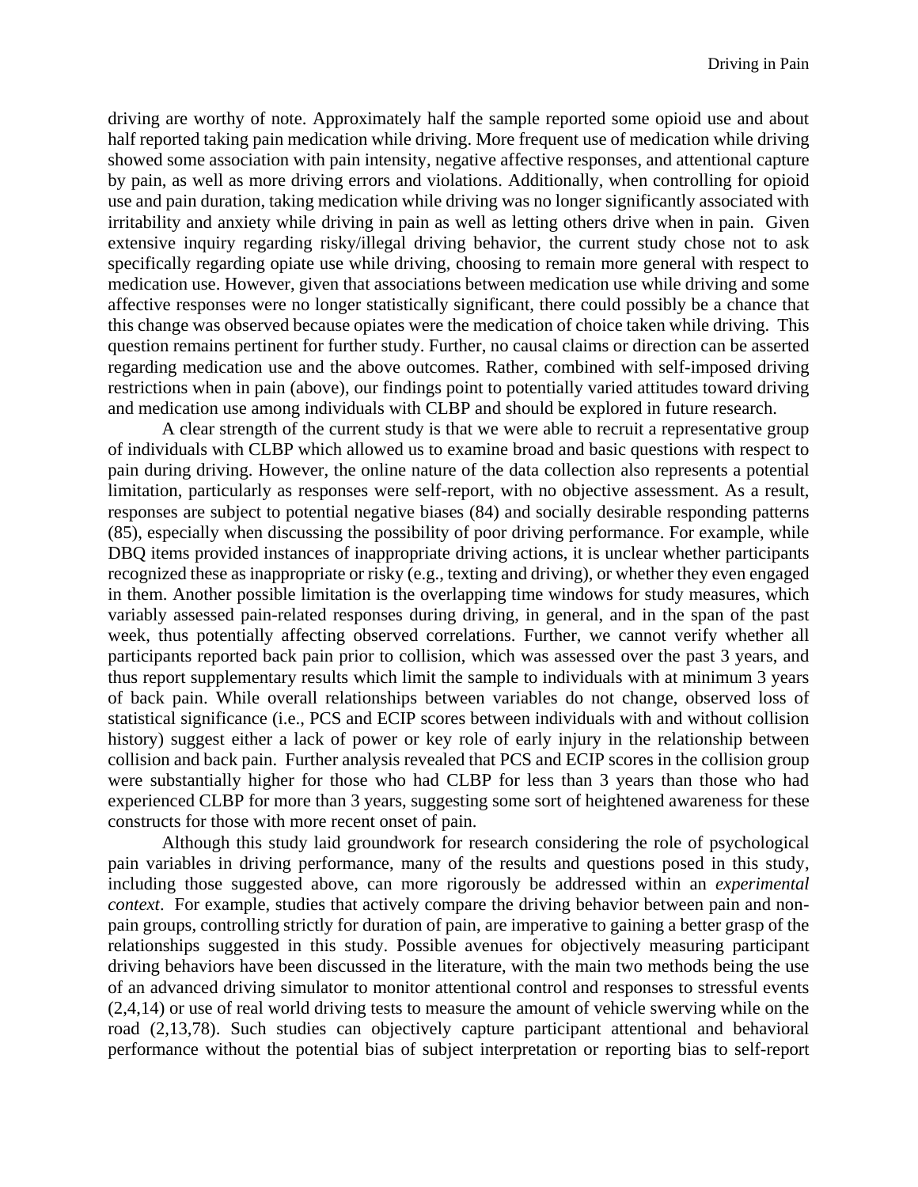driving are worthy of note. Approximately half the sample reported some opioid use and about half reported taking pain medication while driving. More frequent use of medication while driving showed some association with pain intensity, negative affective responses, and attentional capture by pain, as well as more driving errors and violations. Additionally, when controlling for opioid use and pain duration, taking medication while driving was no longer significantly associated with irritability and anxiety while driving in pain as well as letting others drive when in pain. Given extensive inquiry regarding risky/illegal driving behavior, the current study chose not to ask specifically regarding opiate use while driving, choosing to remain more general with respect to medication use. However, given that associations between medication use while driving and some affective responses were no longer statistically significant, there could possibly be a chance that this change was observed because opiates were the medication of choice taken while driving. This question remains pertinent for further study. Further, no causal claims or direction can be asserted regarding medication use and the above outcomes. Rather, combined with self-imposed driving restrictions when in pain (above), our findings point to potentially varied attitudes toward driving and medication use among individuals with CLBP and should be explored in future research.

A clear strength of the current study is that we were able to recruit a representative group of individuals with CLBP which allowed us to examine broad and basic questions with respect to pain during driving. However, the online nature of the data collection also represents a potential limitation, particularly as responses were self-report, with no objective assessment. As a result, responses are subject to potential negative biases (84) and socially desirable responding patterns (85), especially when discussing the possibility of poor driving performance. For example, while DBQ items provided instances of inappropriate driving actions, it is unclear whether participants recognized these as inappropriate or risky (e.g., texting and driving), or whether they even engaged in them. Another possible limitation is the overlapping time windows for study measures, which variably assessed pain-related responses during driving, in general, and in the span of the past week, thus potentially affecting observed correlations. Further, we cannot verify whether all participants reported back pain prior to collision, which was assessed over the past 3 years, and thus report supplementary results which limit the sample to individuals with at minimum 3 years of back pain. While overall relationships between variables do not change, observed loss of statistical significance (i.e., PCS and ECIP scores between individuals with and without collision history) suggest either a lack of power or key role of early injury in the relationship between collision and back pain. Further analysis revealed that PCS and ECIP scores in the collision group were substantially higher for those who had CLBP for less than 3 years than those who had experienced CLBP for more than 3 years, suggesting some sort of heightened awareness for these constructs for those with more recent onset of pain.

Although this study laid groundwork for research considering the role of psychological pain variables in driving performance, many of the results and questions posed in this study, including those suggested above, can more rigorously be addressed within an *experimental context*. For example, studies that actively compare the driving behavior between pain and non-pain groups, controlling strictly for duration of pain, are imperative to gaining a better grasp of the relationships suggested in this study. Possible avenues for objectively measuring participant driving behaviors have been discussed in the literature, with the main two methods being the use of an advanced driving simulator to monitor attentional control and responses to stressful events (2,4,14) or use of real world driving tests to measure the amount of vehicle swerving while on the road (2,13,78). Such studies can objectively capture participant attentional and behavioral performance without the potential bias of subject interpretation or reporting bias to self-report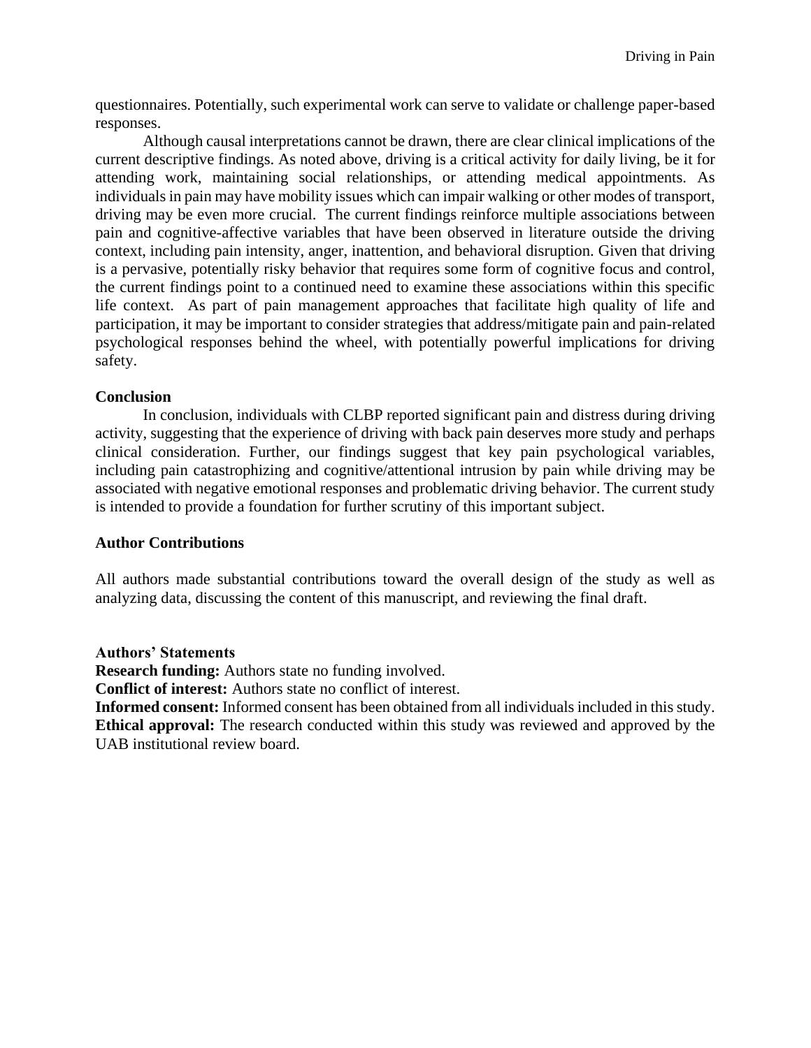questionnaires. Potentially, such experimental work can serve to validate or challenge paper-based responses.

Although causal interpretations cannot be drawn, there are clear clinical implications of the current descriptive findings. As noted above, driving is a critical activity for daily living, be it for attending work, maintaining social relationships, or attending medical appointments. As individuals in pain may have mobility issues which can impair walking or other modes of transport, driving may be even more crucial. The current findings reinforce multiple associations between pain and cognitive-affective variables that have been observed in literature outside the driving context, including pain intensity, anger, inattention, and behavioral disruption. Given that driving is a pervasive, potentially risky behavior that requires some form of cognitive focus and control, the current findings point to a continued need to examine these associations within this specific life context. As part of pain management approaches that facilitate high quality of life and participation, it may be important to consider strategies that address/mitigate pain and pain-related psychological responses behind the wheel, with potentially powerful implications for driving safety.

**Conclusion**

In conclusion, individuals with CLBP reported significant pain and distress during driving activity, suggesting that the experience of driving with back pain deserves more study and perhaps clinical consideration. Further, our findings suggest that key pain psychological variables, including pain catastrophizing and cognitive/attentional intrusion by pain while driving may be associated with negative emotional responses and problematic driving behavior. The current study is intended to provide a foundation for further scrutiny of this important subject.

**Author Contributions**

All authors made substantial contributions toward the overall design of the study as well as analyzing data, discussing the content of this manuscript, and reviewing the final draft.

**Authors' Statements**

**Research funding:** Authors state no funding involved.

**Conflict of interest:** Authors state no conflict of interest.

**Informed consent:** Informed consent has been obtained from all individuals included in this study.

**Ethical approval:** The research conducted within this study was reviewed and approved by the UAB institutional review board.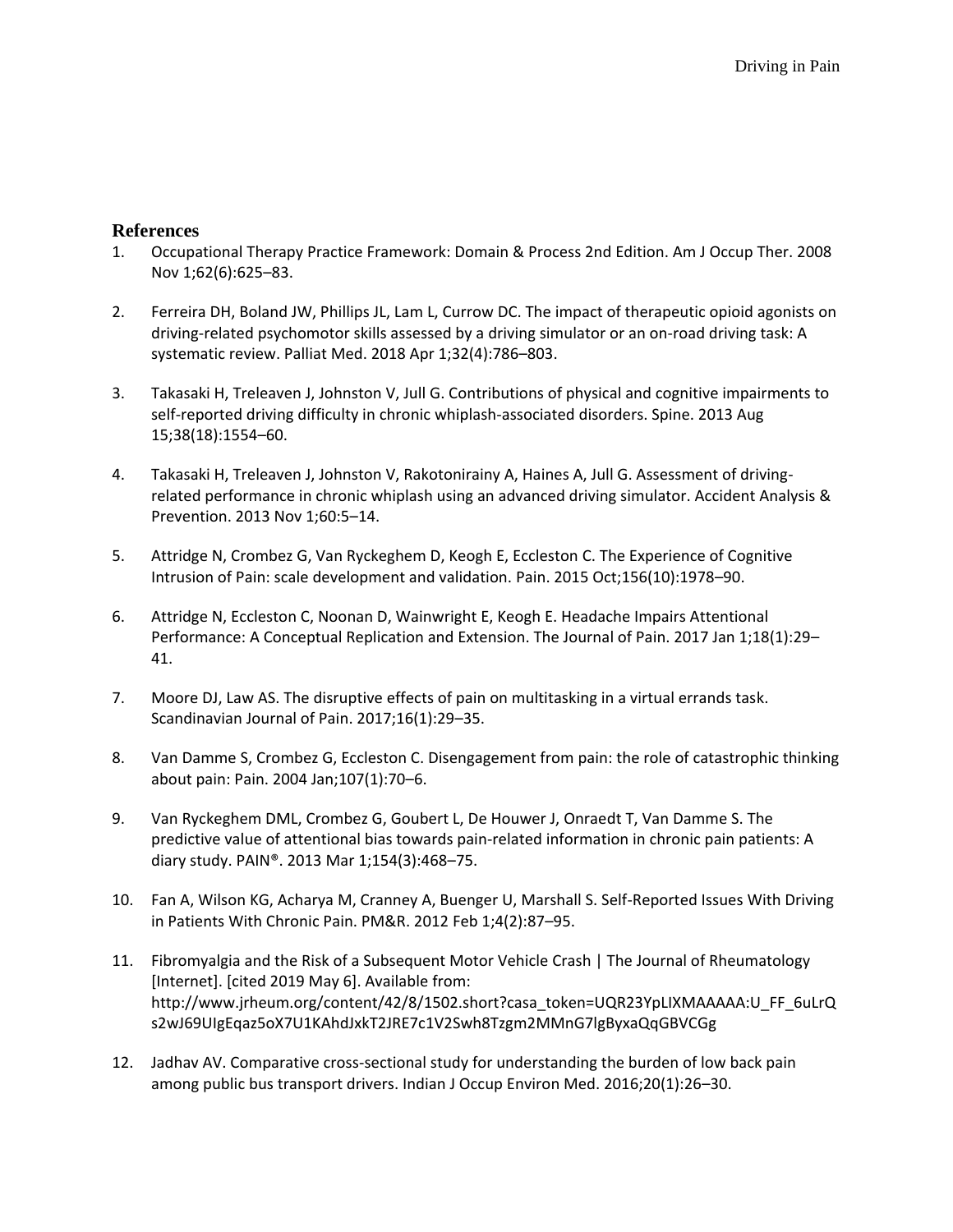## References

1. Occupational Therapy Practice Framework: Domain & Process 2nd Edition. Am J Occup Ther. 2008 Nov 1;62(6):625–83.

2. Ferreira DH, Boland JW, Phillips JL, Lam L, Currow DC. The impact of therapeutic opioid agonists on driving-related psychomotor skills assessed by a driving simulator or an on-road driving task: A systematic review. Palliat Med. 2018 Apr 1;32(4):786–803.

3. Takasaki H, Treleaven J, Johnston V, Jull G. Contributions of physical and cognitive impairments to self-reported driving difficulty in chronic whiplash-associated disorders. Spine. 2013 Aug 15;38(18):1554–60.

4. Takasaki H, Treleaven J, Johnston V, Rakotonirainy A, Haines A, Jull G. Assessment of driving-related performance in chronic whiplash using an advanced driving simulator. Accident Analysis & Prevention. 2013 Nov 1;60:5–14.

5. Attridge N, Crombez G, Van Ryckeghem D, Keogh E, Eccleston C. The Experience of Cognitive Intrusion of Pain: scale development and validation. Pain. 2015 Oct;156(10):1978–90.

6. Attridge N, Eccleston C, Noonan D, Wainwright E, Keogh E. Headache Impairs Attentional Performance: A Conceptual Replication and Extension. The Journal of Pain. 2017 Jan 1;18(1):29–41.

7. Moore DJ, Law AS. The disruptive effects of pain on multitasking in a virtual errands task. Scandinavian Journal of Pain. 2017;16(1):29–35.

8. Van Damme S, Crombez G, Eccleston C. Disengagement from pain: the role of catastrophic thinking about pain: Pain. 2004 Jan;107(1):70–6.

9. Van Ryckeghem DML, Crombez G, Goubert L, De Houwer J, Onraedt T, Van Damme S. The predictive value of attentional bias towards pain-related information in chronic pain patients: A diary study. PAIN®. 2013 Mar 1;154(3):468–75.

10. Fan A, Wilson KG, Acharya M, Cranney A, Buenger U, Marshall S. Self-Reported Issues With Driving in Patients With Chronic Pain. PM&R. 2012 Feb 1;4(2):87–95.

11. Fibromyalgia and the Risk of a Subsequent Motor Vehicle Crash | The Journal of Rheumatology [Internet]. [cited 2019 May 6]. Available from: http://www.jrheum.org/content/42/8/1502.short?casa_token=UQR23YpLIXMAAAAA:U_FF_6uLrQs2wJ69UIgEqaz5oX7U1KAhdJxkT2JRE7c1V2Swh8Tzgm2MMnG7lgByxaQqGBVCGg

12. Jadhav AV. Comparative cross-sectional study for understanding the burden of low back pain among public bus transport drivers. Indian J Occup Environ Med. 2016;20(1):26–30.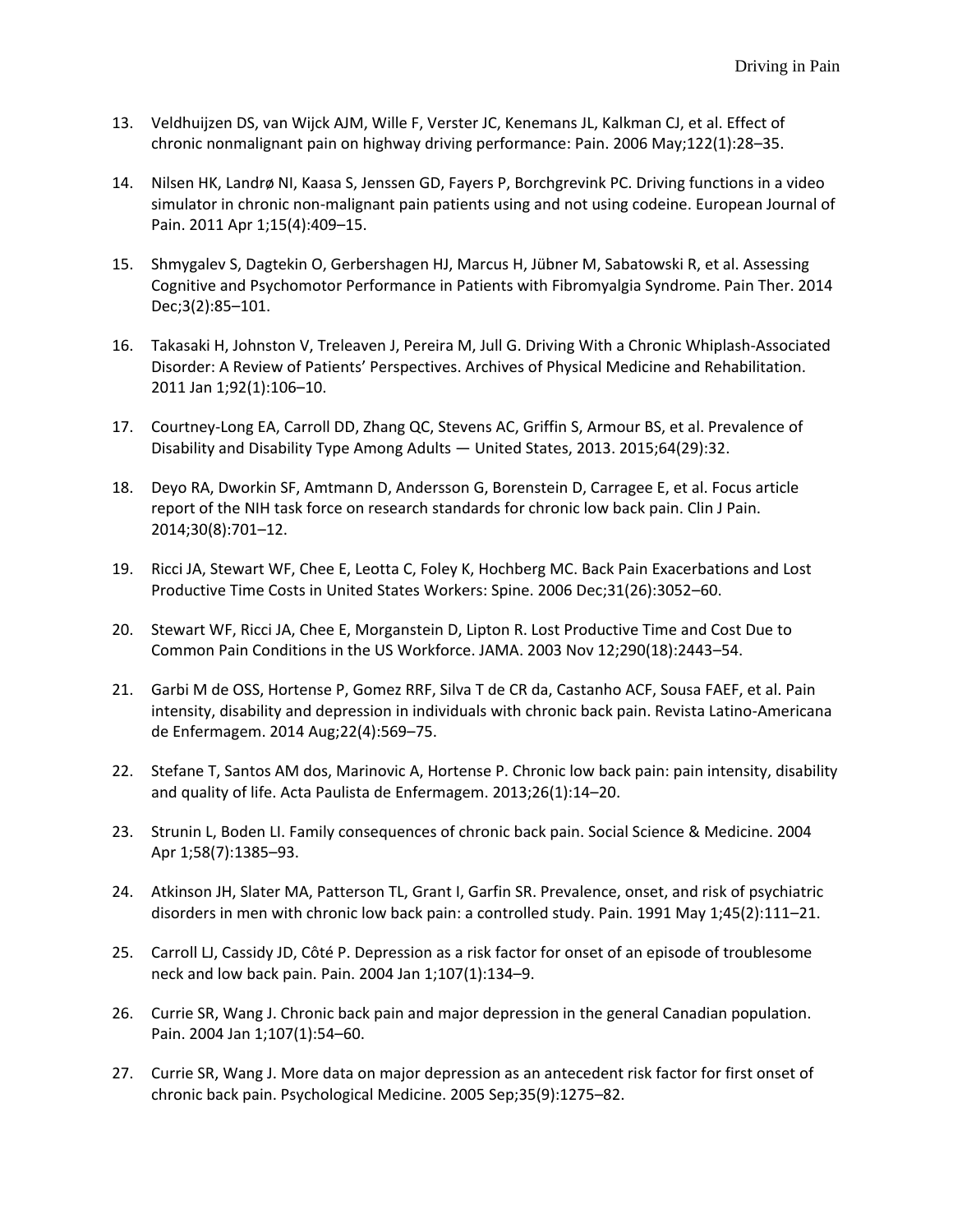13. Veldhuijzen DS, van Wijck AJM, Wille F, Verster JC, Kenemans JL, Kalkman CJ, et al. Effect of chronic nonmalignant pain on highway driving performance: Pain. 2006 May;122(1):28–35.

14. Nilsen HK, Landrø NI, Kaasa S, Jenssen GD, Fayers P, Borchgrevink PC. Driving functions in a video simulator in chronic non-malignant pain patients using and not using codeine. European Journal of Pain. 2011 Apr 1;15(4):409–15.

15. Shmygalev S, Dagtekin O, Gerbershagen HJ, Marcus H, Jübner M, Sabatowski R, et al. Assessing Cognitive and Psychomotor Performance in Patients with Fibromyalgia Syndrome. Pain Ther. 2014 Dec;3(2):85–101.

16. Takasaki H, Johnston V, Treleaven J, Pereira M, Jull G. Driving With a Chronic Whiplash-Associated Disorder: A Review of Patients' Perspectives. Archives of Physical Medicine and Rehabilitation. 2011 Jan 1;92(1):106–10.

17. Courtney-Long EA, Carroll DD, Zhang QC, Stevens AC, Griffin S, Armour BS, et al. Prevalence of Disability and Disability Type Among Adults — United States, 2013. 2015;64(29):32.

18. Deyo RA, Dworkin SF, Amtmann D, Andersson G, Borenstein D, Carragee E, et al. Focus article report of the NIH task force on research standards for chronic low back pain. Clin J Pain. 2014;30(8):701–12.

19. Ricci JA, Stewart WF, Chee E, Leotta C, Foley K, Hochberg MC. Back Pain Exacerbations and Lost Productive Time Costs in United States Workers: Spine. 2006 Dec;31(26):3052–60.

20. Stewart WF, Ricci JA, Chee E, Morganstein D, Lipton R. Lost Productive Time and Cost Due to Common Pain Conditions in the US Workforce. JAMA. 2003 Nov 12;290(18):2443–54.

21. Garbi M de OSS, Hortense P, Gomez RRF, Silva T de CR da, Castanho ACF, Sousa FAEF, et al. Pain intensity, disability and depression in individuals with chronic back pain. Revista Latino-Americana de Enfermagem. 2014 Aug;22(4):569–75.

22. Stefane T, Santos AM dos, Marinovic A, Hortense P. Chronic low back pain: pain intensity, disability and quality of life. Acta Paulista de Enfermagem. 2013;26(1):14–20.

23. Strunin L, Boden LI. Family consequences of chronic back pain. Social Science & Medicine. 2004 Apr 1;58(7):1385–93.

24. Atkinson JH, Slater MA, Patterson TL, Grant I, Garfin SR. Prevalence, onset, and risk of psychiatric disorders in men with chronic low back pain: a controlled study. Pain. 1991 May 1;45(2):111–21.

25. Carroll LJ, Cassidy JD, Côté P. Depression as a risk factor for onset of an episode of troublesome neck and low back pain. Pain. 2004 Jan 1;107(1):134–9.

26. Currie SR, Wang J. Chronic back pain and major depression in the general Canadian population. Pain. 2004 Jan 1;107(1):54–60.

27. Currie SR, Wang J. More data on major depression as an antecedent risk factor for first onset of chronic back pain. Psychological Medicine. 2005 Sep;35(9):1275–82.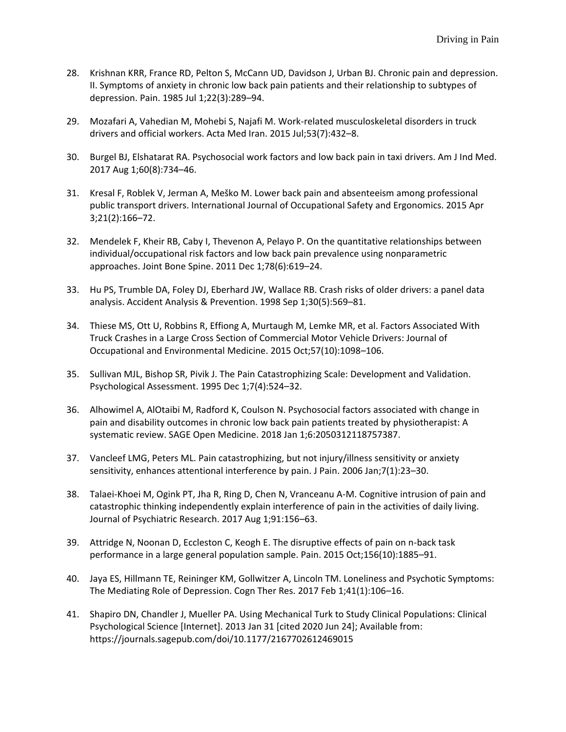28. Krishnan KRR, France RD, Pelton S, McCann UD, Davidson J, Urban BJ. Chronic pain and depression. II. Symptoms of anxiety in chronic low back pain patients and their relationship to subtypes of depression. Pain. 1985 Jul 1;22(3):289–94.

29. Mozafari A, Vahedian M, Mohebi S, Najafi M. Work-related musculoskeletal disorders in truck drivers and official workers. Acta Med Iran. 2015 Jul;53(7):432–8.

30. Burgel BJ, Elshatarat RA. Psychosocial work factors and low back pain in taxi drivers. Am J Ind Med. 2017 Aug 1;60(8):734–46.

31. Kresal F, Roblek V, Jerman A, Meško M. Lower back pain and absenteeism among professional public transport drivers. International Journal of Occupational Safety and Ergonomics. 2015 Apr 3;21(2):166–72.

32. Mendelek F, Kheir RB, Caby I, Thevenon A, Pelayo P. On the quantitative relationships between individual/occupational risk factors and low back pain prevalence using nonparametric approaches. Joint Bone Spine. 2011 Dec 1;78(6):619–24.

33. Hu PS, Trumble DA, Foley DJ, Eberhard JW, Wallace RB. Crash risks of older drivers: a panel data analysis. Accident Analysis & Prevention. 1998 Sep 1;30(5):569–81.

34. Thiese MS, Ott U, Robbins R, Effiong A, Murtaugh M, Lemke MR, et al. Factors Associated With Truck Crashes in a Large Cross Section of Commercial Motor Vehicle Drivers: Journal of Occupational and Environmental Medicine. 2015 Oct;57(10):1098–106.

35. Sullivan MJL, Bishop SR, Pivik J. The Pain Catastrophizing Scale: Development and Validation. Psychological Assessment. 1995 Dec 1;7(4):524–32.

36. Alhowimel A, AlOtaibi M, Radford K, Coulson N. Psychosocial factors associated with change in pain and disability outcomes in chronic low back pain patients treated by physiotherapist: A systematic review. SAGE Open Medicine. 2018 Jan 1;6:2050312118757387.

37. Vancleef LMG, Peters ML. Pain catastrophizing, but not injury/illness sensitivity or anxiety sensitivity, enhances attentional interference by pain. J Pain. 2006 Jan;7(1):23–30.

38. Talaei-Khoei M, Ogink PT, Jha R, Ring D, Chen N, Vranceanu A-M. Cognitive intrusion of pain and catastrophic thinking independently explain interference of pain in the activities of daily living. Journal of Psychiatric Research. 2017 Aug 1;91:156–63.

39. Attridge N, Noonan D, Eccleston C, Keogh E. The disruptive effects of pain on n-back task performance in a large general population sample. Pain. 2015 Oct;156(10):1885–91.

40. Jaya ES, Hillmann TE, Reininger KM, Gollwitzer A, Lincoln TM. Loneliness and Psychotic Symptoms: The Mediating Role of Depression. Cogn Ther Res. 2017 Feb 1;41(1):106–16.

41. Shapiro DN, Chandler J, Mueller PA. Using Mechanical Turk to Study Clinical Populations: Clinical Psychological Science [Internet]. 2013 Jan 31 [cited 2020 Jun 24]; Available from: https://journals.sagepub.com/doi/10.1177/2167702612469015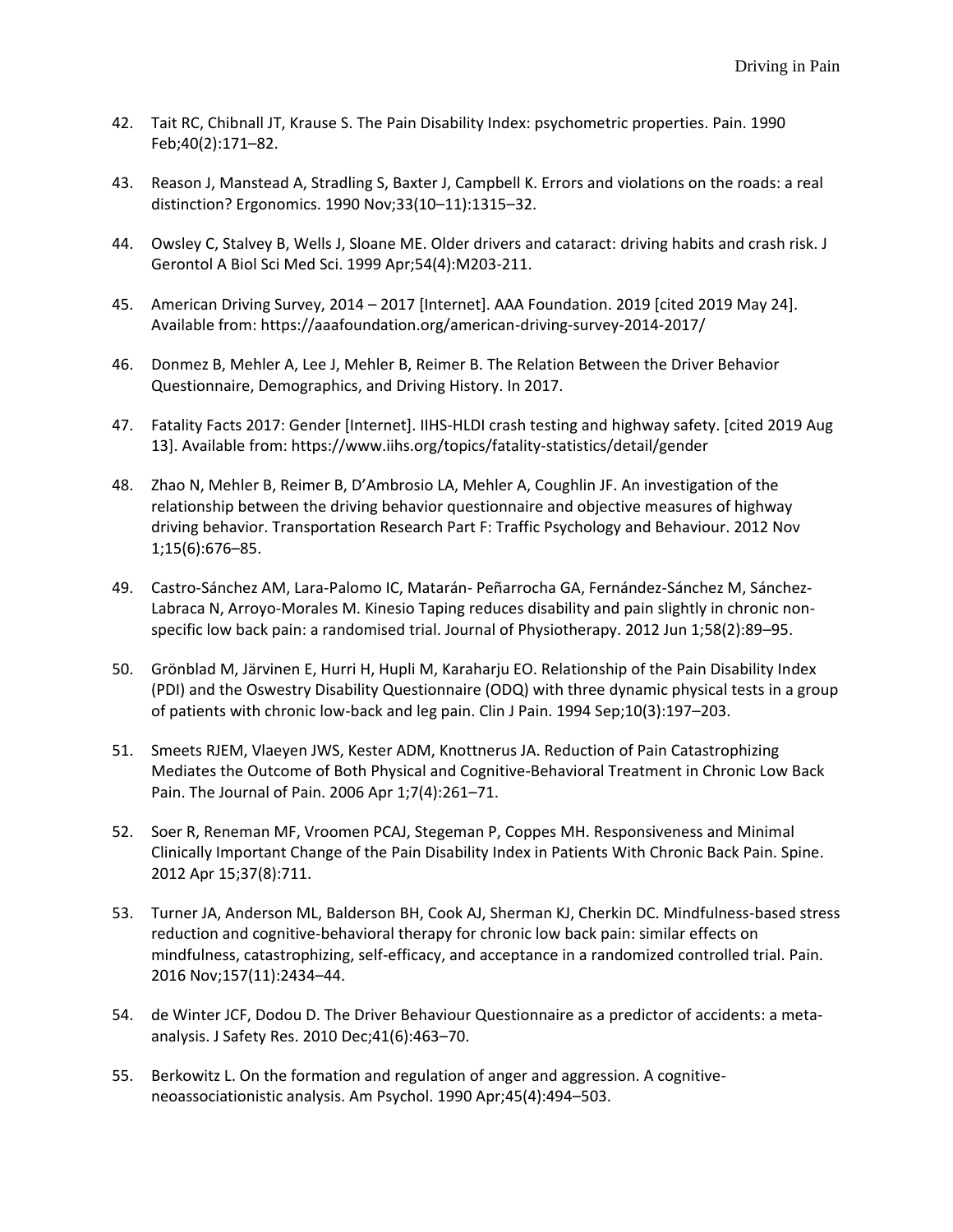42. Tait RC, Chibnall JT, Krause S. The Pain Disability Index: psychometric properties. Pain. 1990 Feb;40(2):171–82.

43. Reason J, Manstead A, Stradling S, Baxter J, Campbell K. Errors and violations on the roads: a real distinction? Ergonomics. 1990 Nov;33(10–11):1315–32.

44. Owsley C, Stalvey B, Wells J, Sloane ME. Older drivers and cataract: driving habits and crash risk. J Gerontol A Biol Sci Med Sci. 1999 Apr;54(4):M203-211.

45. American Driving Survey, 2014 – 2017 [Internet]. AAA Foundation. 2019 [cited 2019 May 24]. Available from: https://aaafoundation.org/american-driving-survey-2014-2017/

46. Donmez B, Mehler A, Lee J, Mehler B, Reimer B. The Relation Between the Driver Behavior Questionnaire, Demographics, and Driving History. In 2017.

47. Fatality Facts 2017: Gender [Internet]. IIHS-HLDI crash testing and highway safety. [cited 2019 Aug 13]. Available from: https://www.iihs.org/topics/fatality-statistics/detail/gender

48. Zhao N, Mehler B, Reimer B, D'Ambrosio LA, Mehler A, Coughlin JF. An investigation of the relationship between the driving behavior questionnaire and objective measures of highway driving behavior. Transportation Research Part F: Traffic Psychology and Behaviour. 2012 Nov 1;15(6):676–85.

49. Castro-Sánchez AM, Lara-Palomo IC, Matarán- Peñarrocha GA, Fernández-Sánchez M, Sánchez-Labraca N, Arroyo-Morales M. Kinesio Taping reduces disability and pain slightly in chronic non-specific low back pain: a randomised trial. Journal of Physiotherapy. 2012 Jun 1;58(2):89–95.

50. Grönblad M, Järvinen E, Hurri H, Hupli M, Karaharju EO. Relationship of the Pain Disability Index (PDI) and the Oswestry Disability Questionnaire (ODQ) with three dynamic physical tests in a group of patients with chronic low-back and leg pain. Clin J Pain. 1994 Sep;10(3):197–203.

51. Smeets RJEM, Vlaeyen JWS, Kester ADM, Knottnerus JA. Reduction of Pain Catastrophizing Mediates the Outcome of Both Physical and Cognitive-Behavioral Treatment in Chronic Low Back Pain. The Journal of Pain. 2006 Apr 1;7(4):261–71.

52. Soer R, Reneman MF, Vroomen PCAJ, Stegeman P, Coppes MH. Responsiveness and Minimal Clinically Important Change of the Pain Disability Index in Patients With Chronic Back Pain. Spine. 2012 Apr 15;37(8):711.

53. Turner JA, Anderson ML, Balderson BH, Cook AJ, Sherman KJ, Cherkin DC. Mindfulness-based stress reduction and cognitive-behavioral therapy for chronic low back pain: similar effects on mindfulness, catastrophizing, self-efficacy, and acceptance in a randomized controlled trial. Pain. 2016 Nov;157(11):2434–44.

54. de Winter JCF, Dodou D. The Driver Behaviour Questionnaire as a predictor of accidents: a meta-analysis. J Safety Res. 2010 Dec;41(6):463–70.

55. Berkowitz L. On the formation and regulation of anger and aggression. A cognitive-neoassociationistic analysis. Am Psychol. 1990 Apr;45(4):494–503.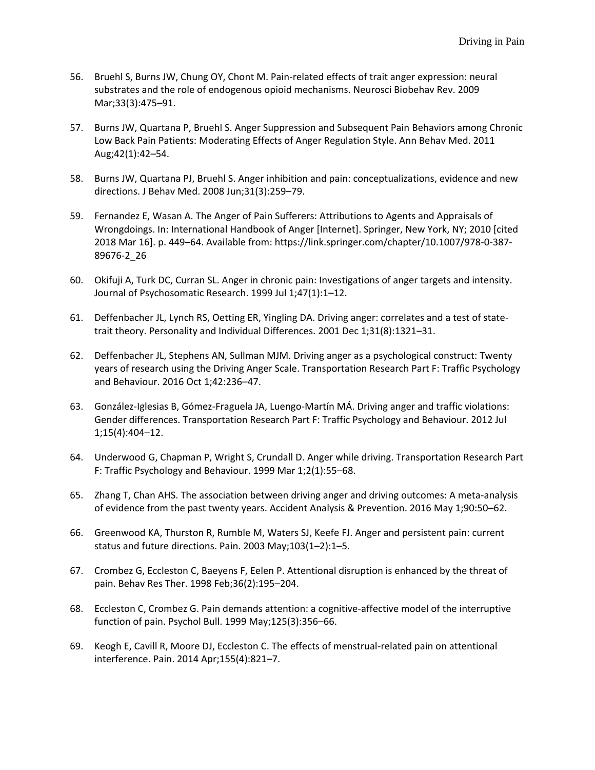56. Bruehl S, Burns JW, Chung OY, Chont M. Pain-related effects of trait anger expression: neural substrates and the role of endogenous opioid mechanisms. Neurosci Biobehav Rev. 2009 Mar;33(3):475–91.

57. Burns JW, Quartana P, Bruehl S. Anger Suppression and Subsequent Pain Behaviors among Chronic Low Back Pain Patients: Moderating Effects of Anger Regulation Style. Ann Behav Med. 2011 Aug;42(1):42–54.

58. Burns JW, Quartana PJ, Bruehl S. Anger inhibition and pain: conceptualizations, evidence and new directions. J Behav Med. 2008 Jun;31(3):259–79.

59. Fernandez E, Wasan A. The Anger of Pain Sufferers: Attributions to Agents and Appraisals of Wrongdoings. In: International Handbook of Anger [Internet]. Springer, New York, NY; 2010 [cited 2018 Mar 16]. p. 449–64. Available from: https://link.springer.com/chapter/10.1007/978-0-387-89676-2_26

60. Okifuji A, Turk DC, Curran SL. Anger in chronic pain: Investigations of anger targets and intensity. Journal of Psychosomatic Research. 1999 Jul 1;47(1):1–12.

61. Deffenbacher JL, Lynch RS, Oetting ER, Yingling DA. Driving anger: correlates and a test of state-trait theory. Personality and Individual Differences. 2001 Dec 1;31(8):1321–31.

62. Deffenbacher JL, Stephens AN, Sullman MJM. Driving anger as a psychological construct: Twenty years of research using the Driving Anger Scale. Transportation Research Part F: Traffic Psychology and Behaviour. 2016 Oct 1;42:236–47.

63. González-Iglesias B, Gómez-Fraguela JA, Luengo-Martín MÁ. Driving anger and traffic violations: Gender differences. Transportation Research Part F: Traffic Psychology and Behaviour. 2012 Jul 1;15(4):404–12.

64. Underwood G, Chapman P, Wright S, Crundall D. Anger while driving. Transportation Research Part F: Traffic Psychology and Behaviour. 1999 Mar 1;2(1):55–68.

65. Zhang T, Chan AHS. The association between driving anger and driving outcomes: A meta-analysis of evidence from the past twenty years. Accident Analysis & Prevention. 2016 May 1;90:50–62.

66. Greenwood KA, Thurston R, Rumble M, Waters SJ, Keefe FJ. Anger and persistent pain: current status and future directions. Pain. 2003 May;103(1–2):1–5.

67. Crombez G, Eccleston C, Baeyens F, Eelen P. Attentional disruption is enhanced by the threat of pain. Behav Res Ther. 1998 Feb;36(2):195–204.

68. Eccleston C, Crombez G. Pain demands attention: a cognitive-affective model of the interruptive function of pain. Psychol Bull. 1999 May;125(3):356–66.

69. Keogh E, Cavill R, Moore DJ, Eccleston C. The effects of menstrual-related pain on attentional interference. Pain. 2014 Apr;155(4):821–7.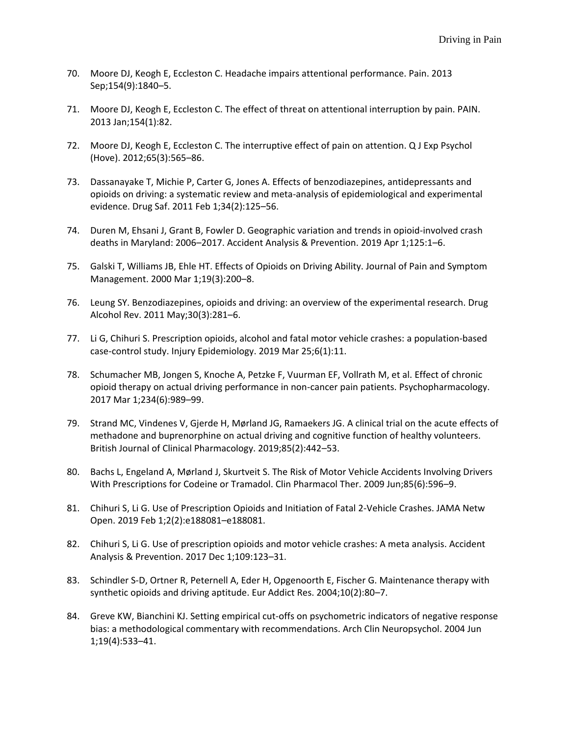70. Moore DJ, Keogh E, Eccleston C. Headache impairs attentional performance. Pain. 2013 Sep;154(9):1840–5.

71. Moore DJ, Keogh E, Eccleston C. The effect of threat on attentional interruption by pain. PAIN. 2013 Jan;154(1):82.

72. Moore DJ, Keogh E, Eccleston C. The interruptive effect of pain on attention. Q J Exp Psychol (Hove). 2012;65(3):565–86.

73. Dassanayake T, Michie P, Carter G, Jones A. Effects of benzodiazepines, antidepressants and opioids on driving: a systematic review and meta-analysis of epidemiological and experimental evidence. Drug Saf. 2011 Feb 1;34(2):125–56.

74. Duren M, Ehsani J, Grant B, Fowler D. Geographic variation and trends in opioid-involved crash deaths in Maryland: 2006–2017. Accident Analysis & Prevention. 2019 Apr 1;125:1–6.

75. Galski T, Williams JB, Ehle HT. Effects of Opioids on Driving Ability. Journal of Pain and Symptom Management. 2000 Mar 1;19(3):200–8.

76. Leung SY. Benzodiazepines, opioids and driving: an overview of the experimental research. Drug Alcohol Rev. 2011 May;30(3):281–6.

77. Li G, Chihuri S. Prescription opioids, alcohol and fatal motor vehicle crashes: a population-based case-control study. Injury Epidemiology. 2019 Mar 25;6(1):11.

78. Schumacher MB, Jongen S, Knoche A, Petzke F, Vuurman EF, Vollrath M, et al. Effect of chronic opioid therapy on actual driving performance in non-cancer pain patients. Psychopharmacology. 2017 Mar 1;234(6):989–99.

79. Strand MC, Vindenes V, Gjerde H, Mørland JG, Ramaekers JG. A clinical trial on the acute effects of methadone and buprenorphine on actual driving and cognitive function of healthy volunteers. British Journal of Clinical Pharmacology. 2019;85(2):442–53.

80. Bachs L, Engeland A, Mørland J, Skurtveit S. The Risk of Motor Vehicle Accidents Involving Drivers With Prescriptions for Codeine or Tramadol. Clin Pharmacol Ther. 2009 Jun;85(6):596–9.

81. Chihuri S, Li G. Use of Prescription Opioids and Initiation of Fatal 2-Vehicle Crashes. JAMA Netw Open. 2019 Feb 1;2(2):e188081–e188081.

82. Chihuri S, Li G. Use of prescription opioids and motor vehicle crashes: A meta analysis. Accident Analysis & Prevention. 2017 Dec 1;109:123–31.

83. Schindler S-D, Ortner R, Peternell A, Eder H, Opgenoorth E, Fischer G. Maintenance therapy with synthetic opioids and driving aptitude. Eur Addict Res. 2004;10(2):80–7.

84. Greve KW, Bianchini KJ. Setting empirical cut-offs on psychometric indicators of negative response bias: a methodological commentary with recommendations. Arch Clin Neuropsychol. 2004 Jun 1;19(4):533–41.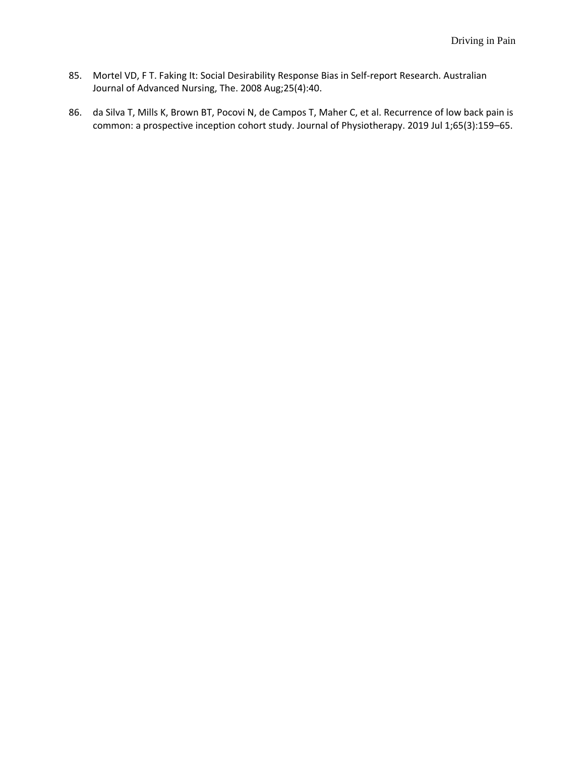85. Mortel VD, F T. Faking It: Social Desirability Response Bias in Self-report Research. Australian Journal of Advanced Nursing, The. 2008 Aug;25(4):40.

86. da Silva T, Mills K, Brown BT, Pocovi N, de Campos T, Maher C, et al. Recurrence of low back pain is common: a prospective inception cohort study. Journal of Physiotherapy. 2019 Jul 1;65(3):159–65.